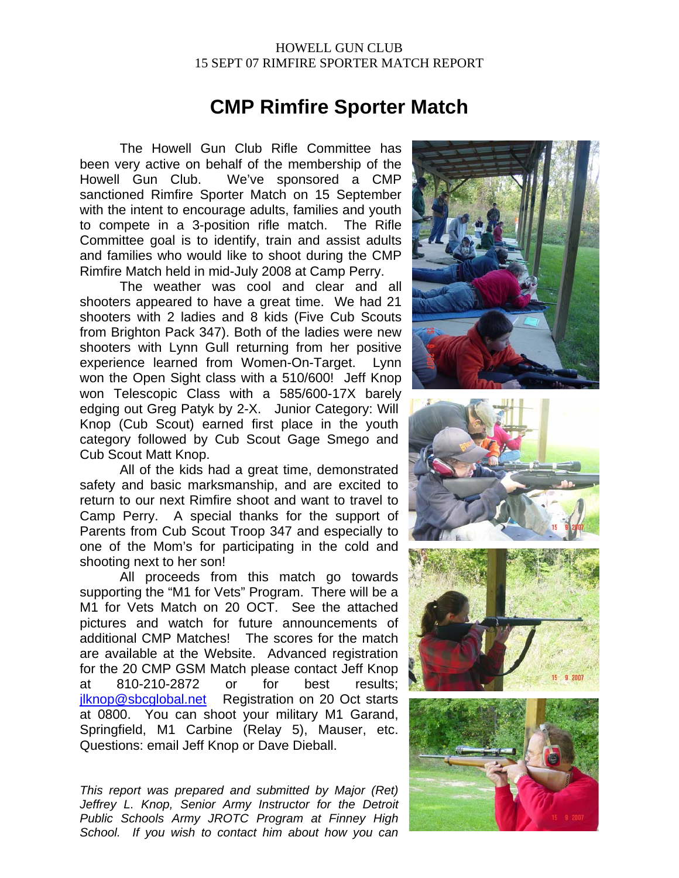HOWELL GUN CLUB
15 SEPT 07 RIMFIRE SPORTER MATCH REPORT

# CMP Rimfire Sporter Match

The Howell Gun Club Rifle Committee has been very active on behalf of the membership of the Howell Gun Club. We've sponsored a CMP sanctioned Rimfire Sporter Match on 15 September with the intent to encourage adults, families and youth to compete in a 3-position rifle match. The Rifle Committee goal is to identify, train and assist adults and families who would like to shoot during the CMP Rimfire Match held in mid-July 2008 at Camp Perry.

The weather was cool and clear and all shooters appeared to have a great time. We had 21 shooters with 2 ladies and 8 kids (Five Cub Scouts from Brighton Pack 347). Both of the ladies were new shooters with Lynn Gull returning from her positive experience learned from Women-On-Target. Lynn won the Open Sight class with a 510/600! Jeff Knop won Telescopic Class with a 585/600-17X barely edging out Greg Patyk by 2-X. Junior Category: Will Knop (Cub Scout) earned first place in the youth category followed by Cub Scout Gage Smego and Cub Scout Matt Knop.

All of the kids had a great time, demonstrated safety and basic marksmanship, and are excited to return to our next Rimfire shoot and want to travel to Camp Perry. A special thanks for the support of Parents from Cub Scout Troop 347 and especially to one of the Mom's for participating in the cold and shooting next to her son!

All proceeds from this match go towards supporting the "M1 for Vets" Program. There will be a M1 for Vets Match on 20 OCT. See the attached pictures and watch for future announcements of additional CMP Matches! The scores for the match are available at the Website. Advanced registration for the 20 CMP GSM Match please contact Jeff Knop at 810-210-2872 or for best results; jlknop@sbcglobal.net Registration on 20 Oct starts at 0800. You can shoot your military M1 Garand, Springfield, M1 Carbine (Relay 5), Mauser, etc. Questions: email Jeff Knop or Dave Dieball.

*This report was prepared and submitted by Major (Ret) Jeffrey L. Knop, Senior Army Instructor for the Detroit Public Schools Army JROTC Program at Finney High School. If you wish to contact him about how you can*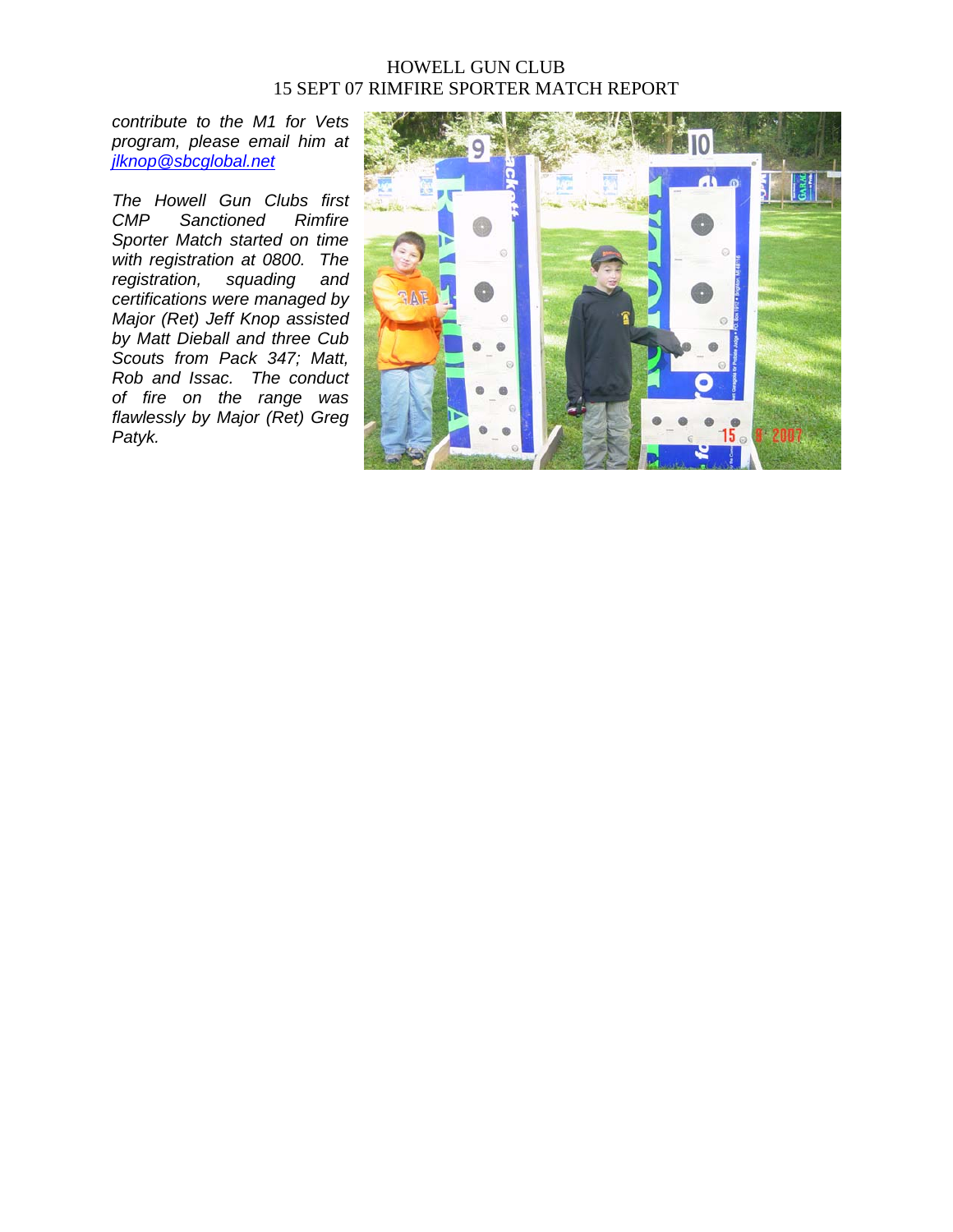*contribute to the M1 for Vets program, please email him at [jlknop@sbcglobal.net](mailto:jlknop@sbcglobal.net)*

*The Howell Gun Clubs first CMP Sanctioned Rimfire Sporter Match started on time with registration at 0800. The registration, squading and certifications were managed by Major (Ret) Jeff Knop assisted by Matt Dieball and three Cub Scouts from Pack 347; Matt, Rob and Issac. The conduct of fire on the range was flawlessly by Major (Ret) Greg Patyk.*